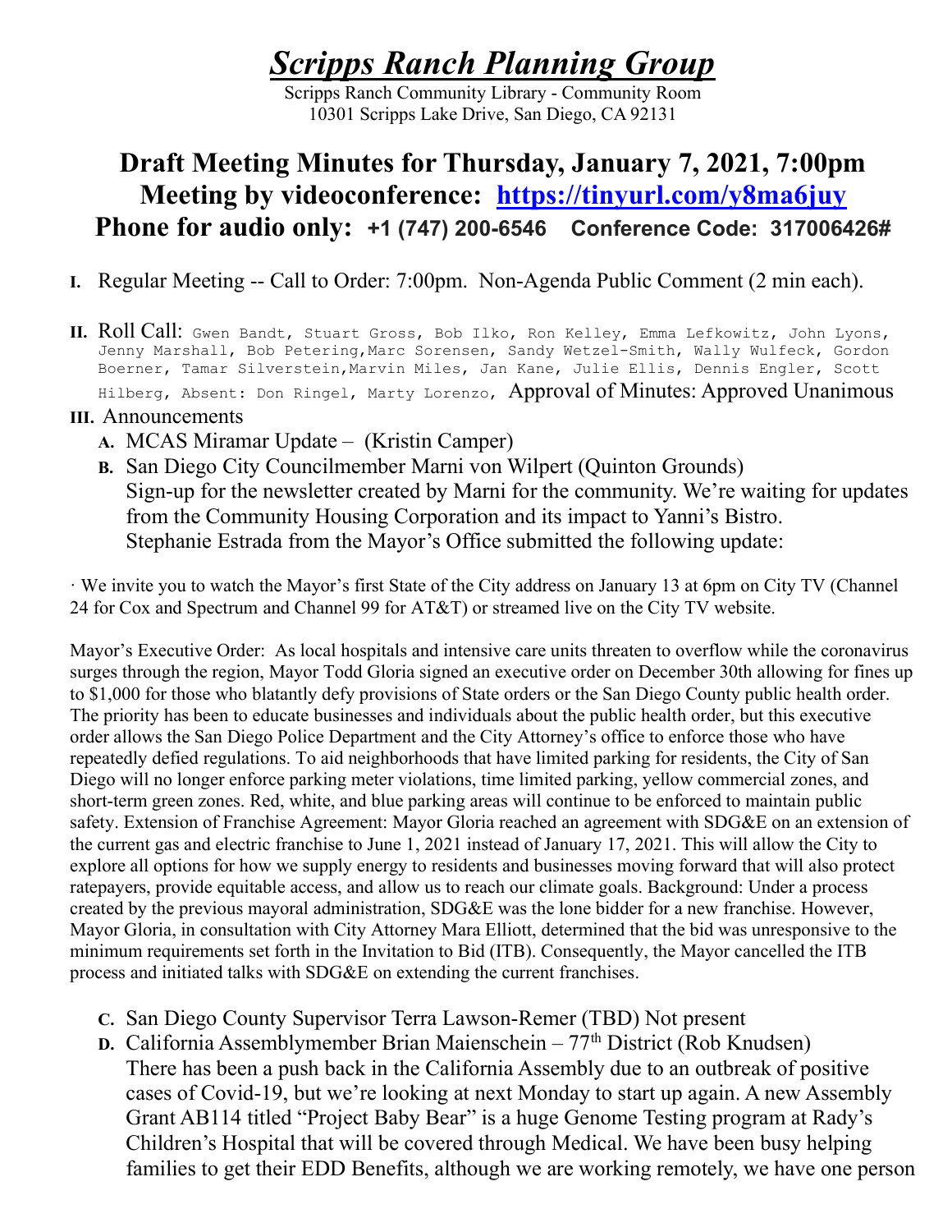# *Scripps Ranch Planning Group*

Scripps Ranch Community Library - Community Room
10301 Scripps Lake Drive, San Diego, CA 92131

## Draft Meeting Minutes for Thursday, January 7, 2021, 7:00pm
## Meeting by videoconference: [https://tinyurl.com/y8ma6juy](https://tinyurl.com/y8ma6juy)
## Phone for audio only: +1 (747) 200-6546 Conference Code: 317006426#

**I.** Regular Meeting -- Call to Order: 7:00pm. Non-Agenda Public Comment (2 min each).

**II.** Roll Call: Gwen Bandt, Stuart Gross, Bob Ilko, Ron Kelley, Emma Lefkowitz, John Lyons, Jenny Marshall, Bob Petering,Marc Sorensen, Sandy Wetzel-Smith, Wally Wulfeck, Gordon Boerner, Tamar Silverstein,Marvin Miles, Jan Kane, Julie Ellis, Dennis Engler, Scott Hilberg, Absent: Don Ringel, Marty Lorenzo, Approval of Minutes: Approved Unanimous

**III.** Announcements

**A.** MCAS Miramar Update – (Kristin Camper)

**B.** San Diego City Councilmember Marni von Wilpert (Quinton Grounds)
Sign-up for the newsletter created by Marni for the community. We're waiting for updates from the Community Housing Corporation and its impact to Yanni's Bistro.
Stephanie Estrada from the Mayor's Office submitted the following update:

· We invite you to watch the Mayor's first State of the City address on January 13 at 6pm on City TV (Channel 24 for Cox and Spectrum and Channel 99 for AT&T) or streamed live on the City TV website.

Mayor's Executive Order: As local hospitals and intensive care units threaten to overflow while the coronavirus surges through the region, Mayor Todd Gloria signed an executive order on December 30th allowing for fines up to $1,000 for those who blatantly defy provisions of State orders or the San Diego County public health order. The priority has been to educate businesses and individuals about the public health order, but this executive order allows the San Diego Police Department and the City Attorney's office to enforce those who have repeatedly defied regulations. To aid neighborhoods that have limited parking for residents, the City of San Diego will no longer enforce parking meter violations, time limited parking, yellow commercial zones, and short-term green zones. Red, white, and blue parking areas will continue to be enforced to maintain public safety. Extension of Franchise Agreement: Mayor Gloria reached an agreement with SDG&E on an extension of the current gas and electric franchise to June 1, 2021 instead of January 17, 2021. This will allow the City to explore all options for how we supply energy to residents and businesses moving forward that will also protect ratepayers, provide equitable access, and allow us to reach our climate goals. Background: Under a process created by the previous mayoral administration, SDG&E was the lone bidder for a new franchise. However, Mayor Gloria, in consultation with City Attorney Mara Elliott, determined that the bid was unresponsive to the minimum requirements set forth in the Invitation to Bid (ITB). Consequently, the Mayor cancelled the ITB process and initiated talks with SDG&E on extending the current franchises.

**C.** San Diego County Supervisor Terra Lawson-Remer (TBD) Not present

**D.** California Assemblymember Brian Maienschein – 77th District (Rob Knudsen)
There has been a push back in the California Assembly due to an outbreak of positive cases of Covid-19, but we're looking at next Monday to start up again. A new Assembly Grant AB114 titled "Project Baby Bear" is a huge Genome Testing program at Rady's Children's Hospital that will be covered through Medical. We have been busy helping families to get their EDD Benefits, although we are working remotely, we have one person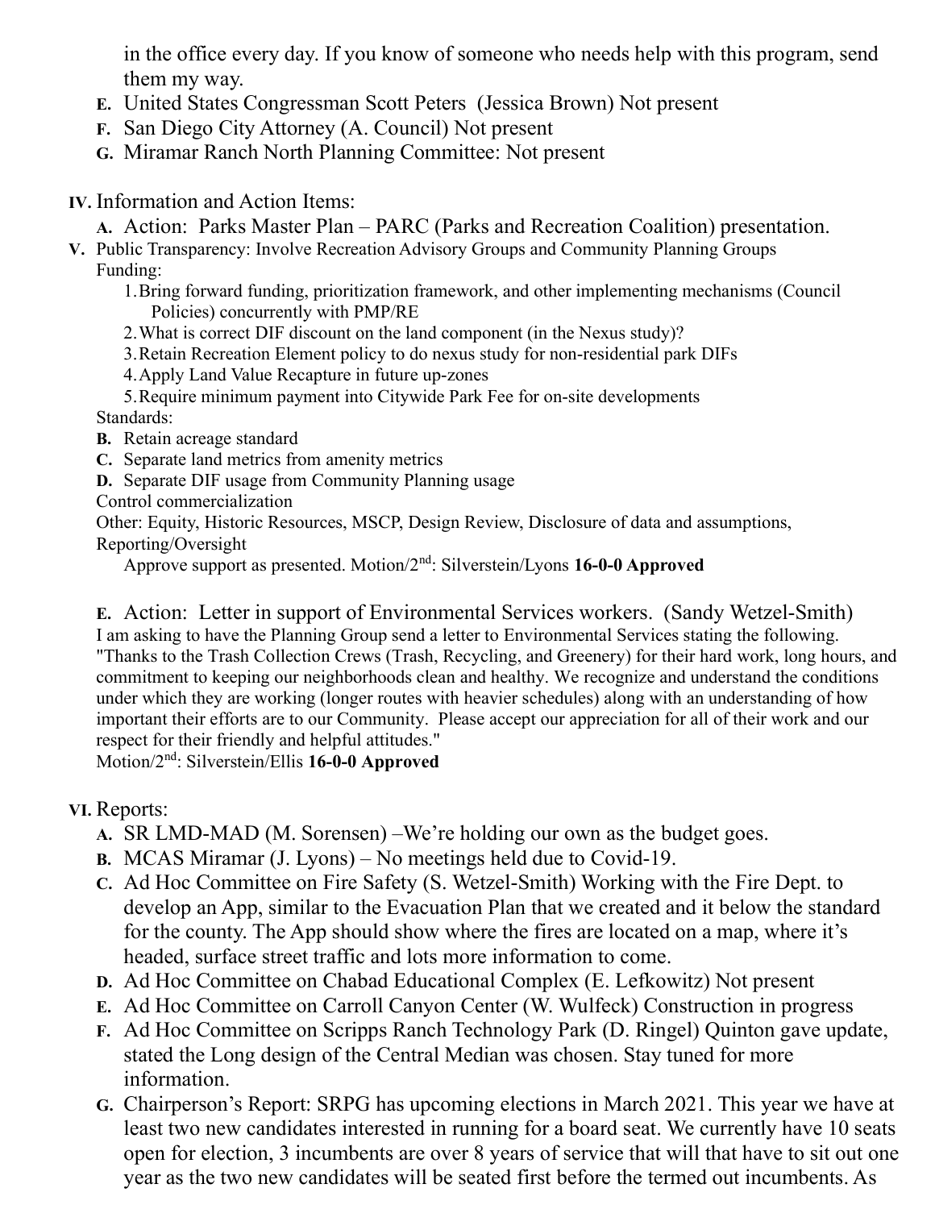in the office every day. If you know of someone who needs help with this program, send them my way.

- **E.** United States Congressman Scott Peters (Jessica Brown) Not present
- **F.** San Diego City Attorney (A. Council) Not present
- **G.** Miramar Ranch North Planning Committee: Not present

**IV.** Information and Action Items:

- **A.** Action: Parks Master Plan – PARC (Parks and Recreation Coalition) presentation.

**V.** Public Transparency: Involve Recreation Advisory Groups and Community Planning Groups

Funding:

1. Bring forward funding, prioritization framework, and other implementing mechanisms (Council Policies) concurrently with PMP/RE
2. What is correct DIF discount on the land component (in the Nexus study)?
3. Retain Recreation Element policy to do nexus study for non-residential park DIFs
4. Apply Land Value Recapture in future up-zones
5. Require minimum payment into Citywide Park Fee for on-site developments

Standards:

- **B.** Retain acreage standard
- **C.** Separate land metrics from amenity metrics
- **D.** Separate DIF usage from Community Planning usage

Control commercialization

Other: Equity, Historic Resources, MSCP, Design Review, Disclosure of data and assumptions, Reporting/Oversight

Approve support as presented. Motion/2nd: Silverstein/Lyons **16-0-0 Approved**

- **E.** Action: Letter in support of Environmental Services workers. (Sandy Wetzel-Smith)

I am asking to have the Planning Group send a letter to Environmental Services stating the following. "Thanks to the Trash Collection Crews (Trash, Recycling, and Greenery) for their hard work, long hours, and commitment to keeping our neighborhoods clean and healthy. We recognize and understand the conditions under which they are working (longer routes with heavier schedules) along with an understanding of how important their efforts are to our Community. Please accept our appreciation for all of their work and our respect for their friendly and helpful attitudes."

Motion/2nd: Silverstein/Ellis **16-0-0 Approved**

**VI.** Reports:

- **A.** SR LMD-MAD (M. Sorensen) –We're holding our own as the budget goes.
- **B.** MCAS Miramar (J. Lyons) – No meetings held due to Covid-19.
- **C.** Ad Hoc Committee on Fire Safety (S. Wetzel-Smith) Working with the Fire Dept. to develop an App, similar to the Evacuation Plan that we created and it below the standard for the county. The App should show where the fires are located on a map, where it's headed, surface street traffic and lots more information to come.
- **D.** Ad Hoc Committee on Chabad Educational Complex (E. Lefkowitz) Not present
- **E.** Ad Hoc Committee on Carroll Canyon Center (W. Wulfeck) Construction in progress
- **F.** Ad Hoc Committee on Scripps Ranch Technology Park (D. Ringel) Quinton gave update, stated the Long design of the Central Median was chosen. Stay tuned for more information.
- **G.** Chairperson's Report: SRPG has upcoming elections in March 2021. This year we have at least two new candidates interested in running for a board seat. We currently have 10 seats open for election, 3 incumbents are over 8 years of service that will that have to sit out one year as the two new candidates will be seated first before the termed out incumbents. As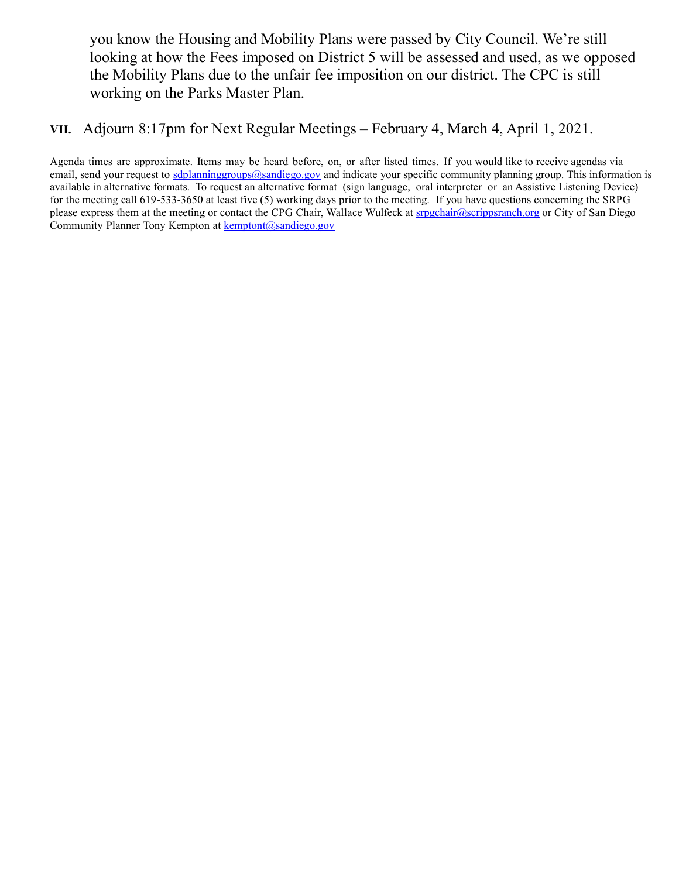you know the Housing and Mobility Plans were passed by City Council. We're still looking at how the Fees imposed on District 5 will be assessed and used, as we opposed the Mobility Plans due to the unfair fee imposition on our district. The CPC is still working on the Parks Master Plan.

**VII.** Adjourn 8:17pm for Next Regular Meetings – February 4, March 4, April 1, 2021.

Agenda times are approximate. Items may be heard before, on, or after listed times. If you would like to receive agendas via email, send your request to sdplanninggroups@sandiego.gov and indicate your specific community planning group. This information is available in alternative formats. To request an alternative format (sign language, oral interpreter or an Assistive Listening Device) for the meeting call 619-533-3650 at least five (5) working days prior to the meeting. If you have questions concerning the SRPG please express them at the meeting or contact the CPG Chair, Wallace Wulfeck at srpgchair@scrippsranch.org or City of San Diego Community Planner Tony Kempton at kemptont@sandiego.gov